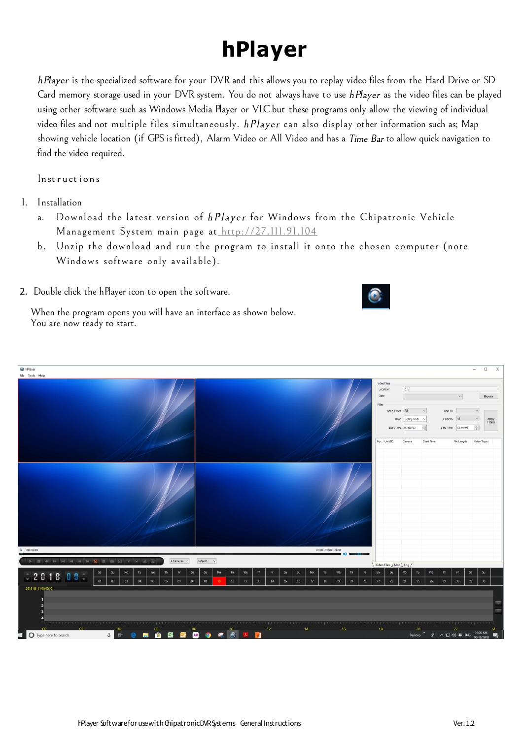# hPlayer

*hPlayer* is the specialized software for your DVR and this allows you to replay video files from the Hard Drive or SD Card memory storage used in your DVR system. You do not always have to use *hPlayer* as the video files can be played using other software such as Windows Media Player or VLC but these programs only allow the viewing of individual video files and not multiple files simultaneously. *hPlayer* can also display other information such as; Map showing vehicle location (if GPS is fitted), Alarm Video or All Video and has a *Time Bar* to allow quick navigation to find the video required.

Instructions

1. Installation
   a. Download the latest version of *hPlayer* for Windows from the Chipatronic Vehicle Management System main page at http://27.111.91.104
   b. Unzip the download and run the program to install it onto the chosen computer (note Windows software only available).

2. Double click the hPlayer icon to open the software.

   When the program opens you will have an interface as shown below.
   You are now ready to start.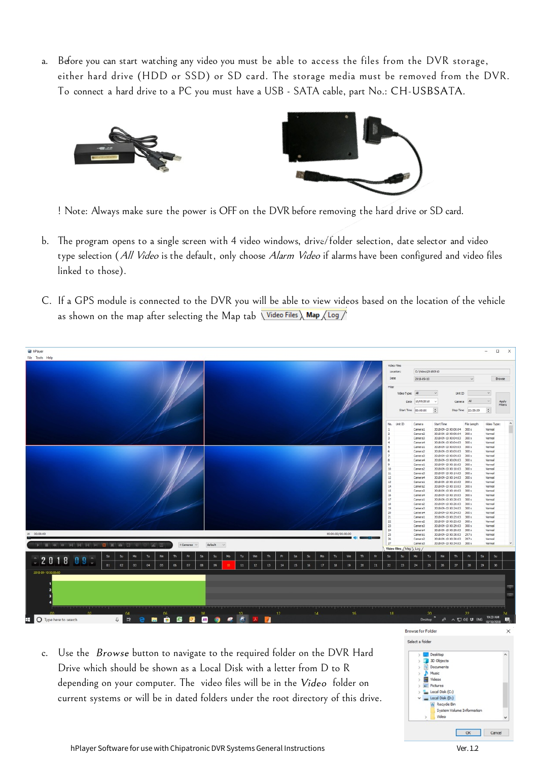a. Before you can start watching any video you must be able to access the files from the DVR storage, either hard drive (HDD or SSD) or SD card. The storage media must be removed from the DVR. To connect a hard drive to a PC you must have a USB - SATA cable, part No.: CH-USBSATA.

! Note: Always make sure the power is OFF on the DVR before removing the hard drive or SD card.

b. The program opens to a single screen with 4 video windows, drive/folder selection, date selector and video type selection (*All Video* is the default, only choose *Alarm Video* if alarms have been configured and video files linked to those).

C. If a GPS module is connected to the DVR you will be able to view videos based on the location of the vehicle as shown on the map after selecting the Map tab  Video Files | **Map** | Log

c. Use the *Browse* button to navigate to the required folder on the DVR Hard Drive which should be shown as a Local Disk with a letter from D to R depending on your computer. The video files will be in the *Video* folder on current systems or will be in dated folders under the root directory of this drive.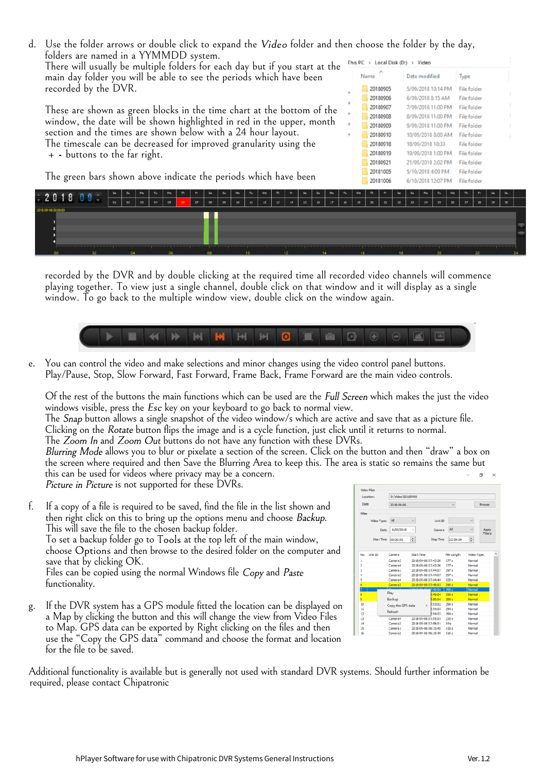d. Use the folder arrows or double click to expand the *Video* folder and then choose the folder by the day, folders are named in a YYMMDD system.
   There will usually be multiple folders for each day but if you start at the main day folder you will be able to see the periods which have been recorded by the DVR.

   These are shown as green blocks in the time chart at the bottom of the window, the date will be shown highlighted in red in the upper, month section and the times are shown below with a 24 hour layout.
   The timescale can be decreased for improved granularity using the + - buttons to the far right.

   The green bars shown above indicate the periods which have been recorded by the DVR and by double clicking at the required time all recorded video channels will commence playing together. To view just a single channel, double click on that window and it will display as a single window. To go back to the multiple window view, double click on the window again.

e. You can control the video and make selections and minor changes using the video control panel buttons.
   Play/Pause, Stop, Slow Forward, Fast Forward, Frame Back, Frame Forward are the main video controls.

   Of the rest of the buttons the main functions which can be used are the *Full Screen* which makes the just the video windows visible, press the *Esc* key on your keyboard to go back to normal view.
   The *Snap* button allows a single snapshot of the video window/s which are active and save that as a picture file.
   Clicking on the *Rotate* button flips the image and is a cycle function, just click until it returns to normal.
   The *Zoom In* and *Zoom Out* buttons do not have any function with these DVRs.
   *Blurring Mode* allows you to blur or pixelate a section of the screen. Click on the button and then "draw" a box on the screen where required and then Save the Blurring Area to keep this. The area is static so remains the same but this can be used for videos where privacy may be a concern.
   *Picture in Picture* is not supported for these DVRs.

f. If a copy of a file is required to be saved, find the file in the list shown and then right click on this to bring up the options menu and choose *Backup*.
   This will save the file to the chosen backup folder.
   To set a backup folder go to Tools at the top left of the main window, choose Options and then browse to the desired folder on the computer and save that by clicking OK.
   Files can be copied using the normal Windows file *Copy* and *Paste* functionality.

g. If the DVR system has a GPS module fitted the location can be displayed on a Map by clicking the button and this will change the view from Video Files to Map. GPS data can be exported by Right clicking on the files and then use the "Copy the GPS data" command and choose the format and location for the file to be saved.

Additional functionality is available but is generally not used with standard DVR systems. Should further information be required, please contact Chipatronic